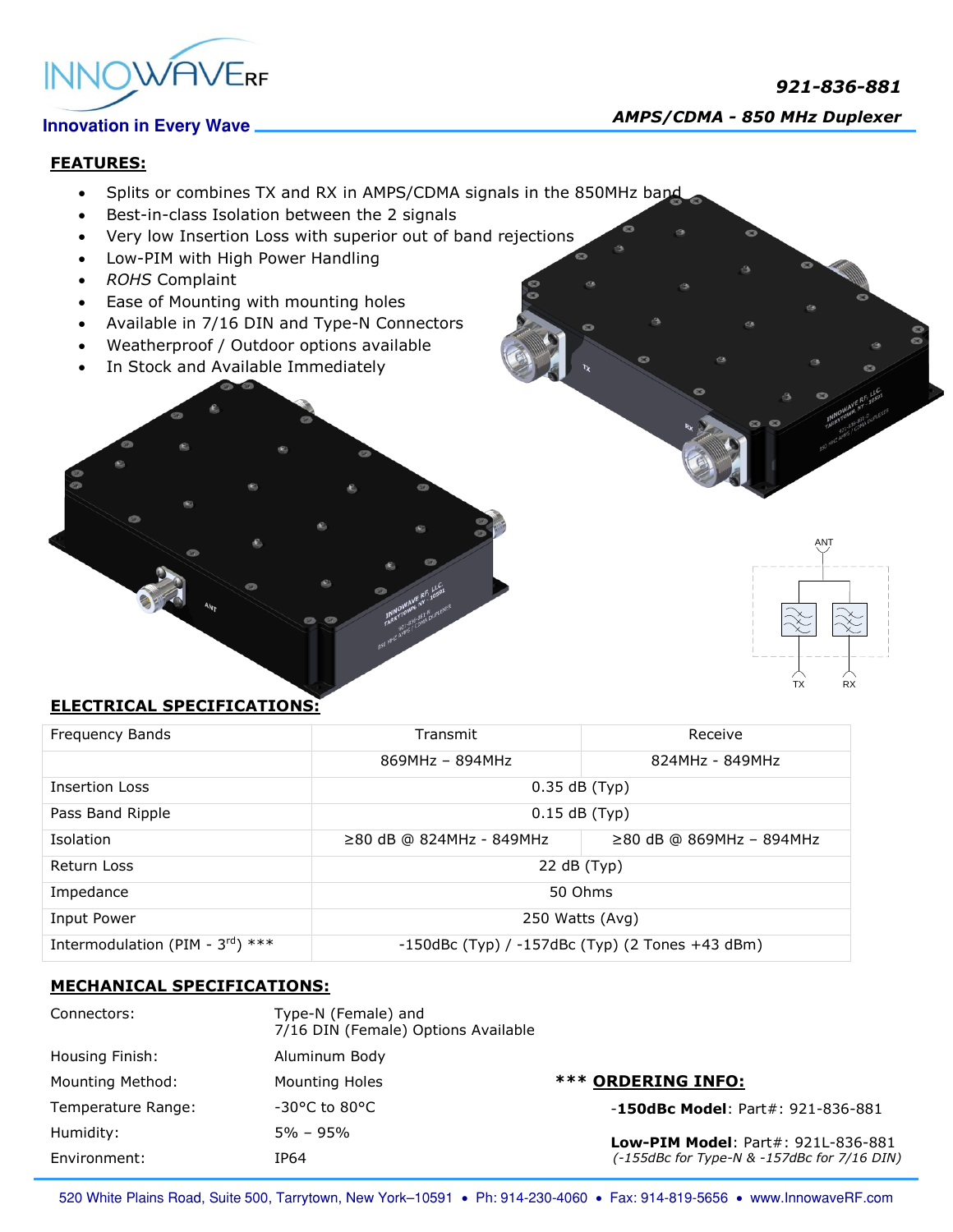INNOWAVE RF

Innovation in Every Wave

**921-836-881**

***AMPS/CDMA - 850 MHz Duplexer***

## FEATURES:

- Splits or combines TX and RX in AMPS/CDMA signals in the 850MHz band
- Best-in-class Isolation between the 2 signals
- Very low Insertion Loss with superior out of band rejections
- Low-PIM with High Power Handling
- *ROHS* Complaint
- Ease of Mounting with mounting holes
- Available in 7/16 DIN and Type-N Connectors
- Weatherproof / Outdoor options available
- In Stock and Available Immediately

## ELECTRICAL SPECIFICATIONS:

| Frequency Bands | Transmit | Receive |
|---|---|---|
| | 869MHz – 894MHz | 824MHz - 849MHz |
| Insertion Loss | 0.35 dB (Typ) | |
| Pass Band Ripple | 0.15 dB (Typ) | |
| Isolation | ≥80 dB @ 824MHz - 849MHz | ≥80 dB @ 869MHz – 894MHz |
| Return Loss | 22 dB (Typ) | |
| Impedance | 50 Ohms | |
| Input Power | 250 Watts (Avg) | |
| Intermodulation (PIM - 3rd) *** | -150dBc (Typ) / -157dBc (Typ) (2 Tones +43 dBm) | |

## MECHANICAL SPECIFICATIONS:

| | |
|---|---|
| Connectors: | Type-N (Female) and 7/16 DIN (Female) Options Available |
| Housing Finish: | Aluminum Body |
| Mounting Method: | Mounting Holes |
| Temperature Range: | -30°C to 80°C |
| Humidity: | 5% – 95% |
| Environment: | IP64 |

### *** ORDERING INFO:

-**150dBc Model**: Part#: 921-836-881

**Low-PIM Model**: Part#: 921L-836-881
*(-155dBc for Type-N & -157dBc for 7/16 DIN)*

520 White Plains Road, Suite 500, Tarrytown, New York–10591 • Ph: 914-230-4060 • Fax: 914-819-5656 • www.InnowaveRF.com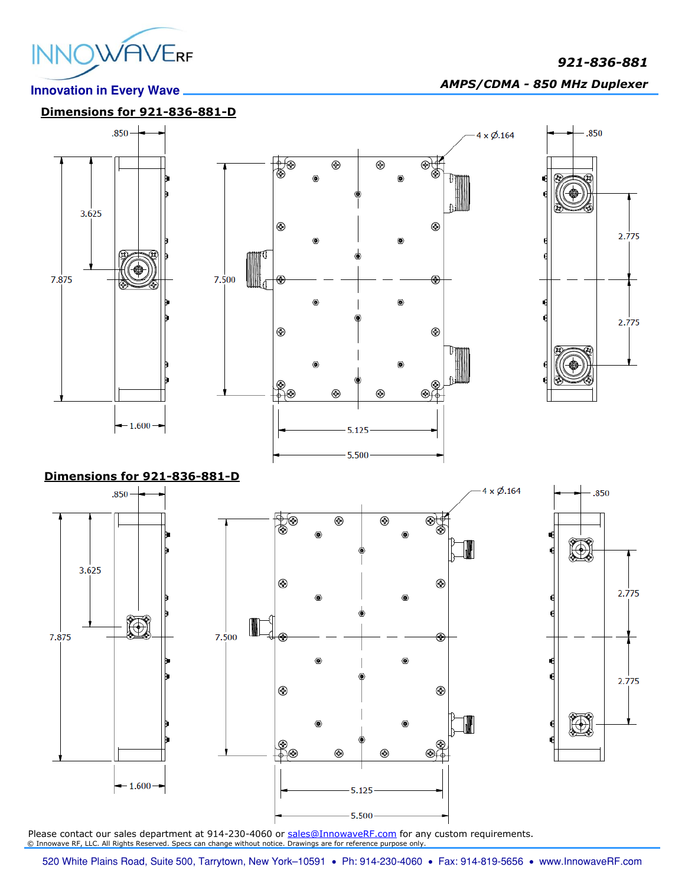# 921-836-881

## AMPS/CDMA - 850 MHz Duplexer

### Dimensions for 921-836-881-D

.850
3.625
7.875
1.600
4 x Ø.164
7.500
5.125
5.500
.850
2.775
2.775

### Dimensions for 921-836-881-D

.850
3.625
7.875
1.600
4 x Ø.164
7.500
5.125
5.500
.850
2.775
2.775

Please contact our sales department at 914-230-4060 or sales@InnowaveRF.com for any custom requirements.

© Innowave RF, LLC. All Rights Reserved. Specs can change without notice. Drawings are for reference purpose only.

520 White Plains Road, Suite 500, Tarrytown, New York–10591 • Ph: 914-230-4060 • Fax: 914-819-5656 • www.InnowaveRF.com